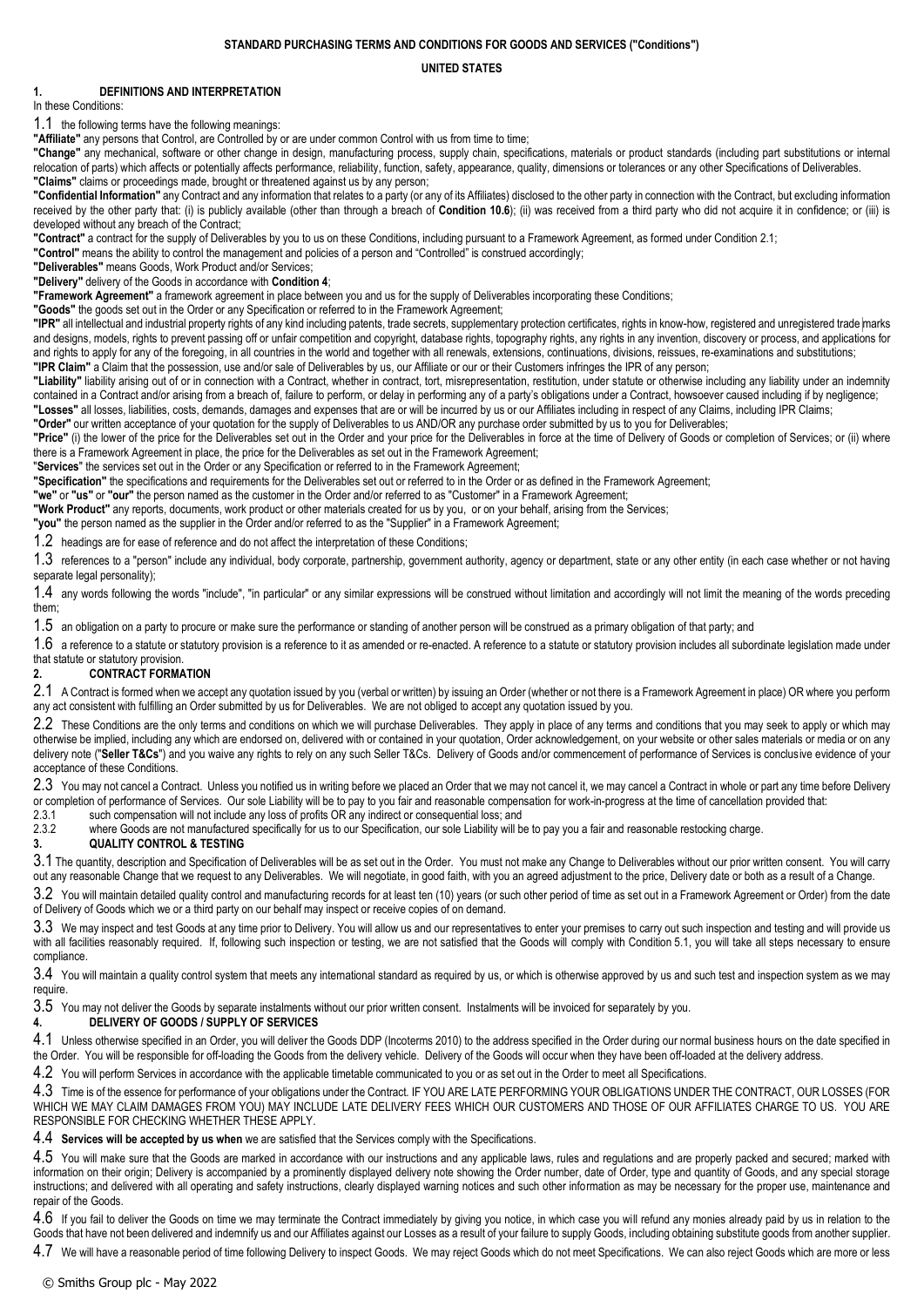**STANDARD PURCHASING TERMS AND CONDITIONS FOR GOODS AND SERVICES ("Conditions")**

**UNITED STATES**

## 1. DEFINITIONS AND INTERPRETATION

In these Conditions:

1.1 the following terms have the following meanings:

**"Affiliate"** any persons that Control, are Controlled by or are under common Control with us from time to time;

**"Change"** any mechanical, software or other change in design, manufacturing process, supply chain, specifications, materials or product standards (including part substitutions or internal relocation of parts) which affects or potentially affects performance, reliability, function, safety, appearance, quality, dimensions or tolerances or any other Specifications of Deliverables.

**"Claims"** claims or proceedings made, brought or threatened against us by any person;

**"Confidential Information"** any Contract and any information that relates to a party (or any of its Affiliates) disclosed to the other party in connection with the Contract, but excluding information received by the other party that: (i) is publicly available (other than through a breach of **Condition 10.6**); (ii) was received from a third party who did not acquire it in confidence; or (iii) is developed without any breach of the Contract;

**"Contract"** a contract for the supply of Deliverables by you to us on these Conditions, including pursuant to a Framework Agreement, as formed under Condition 2.1;

**"Control"** means the ability to control the management and policies of a person and "Controlled" is construed accordingly;

**"Deliverables"** means Goods, Work Product and/or Services;

**"Delivery"** delivery of the Goods in accordance with **Condition 4**;

**"Framework Agreement"** a framework agreement in place between you and us for the supply of Deliverables incorporating these Conditions;

**"Goods"** the goods set out in the Order or any Specification or referred to in the Framework Agreement;

**"IPR"** all intellectual and industrial property rights of any kind including patents, trade secrets, supplementary protection certificates, rights in know-how, registered and unregistered trade marks and designs, models, rights to prevent passing off or unfair competition and copyright, database rights, topography rights, any rights in any invention, discovery or process, and applications for and rights to apply for any of the foregoing, in all countries in the world and together with all renewals, extensions, continuations, divisions, reissues, re-examinations and substitutions;

**"IPR Claim"** a Claim that the possession, use and/or sale of Deliverables by us, our Affiliate or our or their Customers infringes the IPR of any person;

**"Liability"** liability arising out of or in connection with a Contract, whether in contract, tort, misrepresentation, restitution, under statute or otherwise including any liability under an indemnity contained in a Contract and/or arising from a breach of, failure to perform, or delay in performing any of a party's obligations under a Contract, howsoever caused including if by negligence;

**"Losses"** all losses, liabilities, costs, demands, damages and expenses that are or will be incurred by us or our Affiliates including in respect of any Claims, including IPR Claims;

**"Order"** our written acceptance of your quotation for the supply of Deliverables to us AND/OR any purchase order submitted by us to you for Deliverables;

**"Price"** (i) the lower of the price for the Deliverables set out in the Order and your price for the Deliverables in force at the time of Delivery of Goods or completion of Services; or (ii) where there is a Framework Agreement in place, the price for the Deliverables as set out in the Framework Agreement;

"**Services**" the services set out in the Order or any Specification or referred to in the Framework Agreement;

**"Specification"** the specifications and requirements for the Deliverables set out or referred to in the Order or as defined in the Framework Agreement;

**"we"** or **"us"** or **"our"** the person named as the customer in the Order and/or referred to as "Customer" in a Framework Agreement;

**"Work Product"** any reports, documents, work product or other materials created for us by you, or on your behalf, arising from the Services;

**"you"** the person named as the supplier in the Order and/or referred to as the "Supplier" in a Framework Agreement;

1.2 headings are for ease of reference and do not affect the interpretation of these Conditions;

1.3 references to a "person" include any individual, body corporate, partnership, government authority, agency or department, state or any other entity (in each case whether or not having separate legal personality);

1.4 any words following the words "include", "in particular" or any similar expressions will be construed without limitation and accordingly will not limit the meaning of the words preceding them;

1.5 an obligation on a party to procure or make sure the performance or standing of another person will be construed as a primary obligation of that party; and

1.6 a reference to a statute or statutory provision is a reference to it as amended or re-enacted. A reference to a statute or statutory provision includes all subordinate legislation made under that statute or statutory provision.

## 2. CONTRACT FORMATION

2.1 A Contract is formed when we accept any quotation issued by you (verbal or written) by issuing an Order (whether or not there is a Framework Agreement in place) OR where you perform any act consistent with fulfilling an Order submitted by us for Deliverables. We are not obliged to accept any quotation issued by you.

2.2 These Conditions are the only terms and conditions on which we will purchase Deliverables. They apply in place of any terms and conditions that you may seek to apply or which may otherwise be implied, including any which are endorsed on, delivered with or contained in your quotation, Order acknowledgement, on your website or other sales materials or media or on any delivery note ("**Seller T&Cs**") and you waive any rights to rely on any such Seller T&Cs. Delivery of Goods and/or commencement of performance of Services is conclusive evidence of your acceptance of these Conditions.

2.3 You may not cancel a Contract. Unless you notified us in writing before we placed an Order that we may not cancel it, we may cancel a Contract in whole or part any time before Delivery or completion of performance of Services. Our sole Liability will be to pay to you fair and reasonable compensation for work-in-progress at the time of cancellation provided that:

2.3.1 such compensation will not include any loss of profits OR any indirect or consequential loss; and

2.3.2 where Goods are not manufactured specifically for us to our Specification, our sole Liability will be to pay you a fair and reasonable restocking charge.

## 3. QUALITY CONTROL & TESTING

3.1 The quantity, description and Specification of Deliverables will be as set out in the Order. You must not make any Change to Deliverables without our prior written consent. You will carry out any reasonable Change that we request to any Deliverables. We will negotiate, in good faith, with you an agreed adjustment to the price, Delivery date or both as a result of a Change.

3.2 You will maintain detailed quality control and manufacturing records for at least ten (10) years (or such other period of time as set out in a Framework Agreement or Order) from the date of Delivery of Goods which we or a third party on our behalf may inspect or receive copies of on demand.

3.3 We may inspect and test Goods at any time prior to Delivery. You will allow us and our representatives to enter your premises to carry out such inspection and testing and will provide us with all facilities reasonably required. If, following such inspection or testing, we are not satisfied that the Goods will comply with Condition 5.1, you will take all steps necessary to ensure compliance.

3.4 You will maintain a quality control system that meets any international standard as required by us, or which is otherwise approved by us and such test and inspection system as we may require.

3.5 You may not deliver the Goods by separate instalments without our prior written consent. Instalments will be invoiced for separately by you.

## 4. DELIVERY OF GOODS / SUPPLY OF SERVICES

4.1 Unless otherwise specified in an Order, you will deliver the Goods DDP (Incoterms 2010) to the address specified in the Order during our normal business hours on the date specified in the Order. You will be responsible for off-loading the Goods from the delivery vehicle. Delivery of the Goods will occur when they have been off-loaded at the delivery address.

4.2 You will perform Services in accordance with the applicable timetable communicated to you or as set out in the Order to meet all Specifications.

4.3 Time is of the essence for performance of your obligations under the Contract. IF YOU ARE LATE PERFORMING YOUR OBLIGATIONS UNDER THE CONTRACT, OUR LOSSES (FOR WHICH WE MAY CLAIM DAMAGES FROM YOU) MAY INCLUDE LATE DELIVERY FEES WHICH OUR CUSTOMERS AND THOSE OF OUR AFFILIATES CHARGE TO US. YOU ARE RESPONSIBLE FOR CHECKING WHETHER THESE APPLY.

4.4 **Services will be accepted by us when** we are satisfied that the Services comply with the Specifications.

4.5 You will make sure that the Goods are marked in accordance with our instructions and any applicable laws, rules and regulations and are properly packed and secured; marked with information on their origin; Delivery is accompanied by a prominently displayed delivery note showing the Order number, date of Order, type and quantity of Goods, and any special storage instructions; and delivered with all operating and safety instructions, clearly displayed warning notices and such other information as may be necessary for the proper use, maintenance and repair of the Goods.

4.6 If you fail to deliver the Goods on time we may terminate the Contract immediately by giving you notice, in which case you will refund any monies already paid by us in relation to the Goods that have not been delivered and indemnify us and our Affiliates against our Losses as a result of your failure to supply Goods, including obtaining substitute goods from another supplier.

4.7 We will have a reasonable period of time following Delivery to inspect Goods. We may reject Goods which do not meet Specifications. We can also reject Goods which are more or less

© Smiths Group plc - May 2022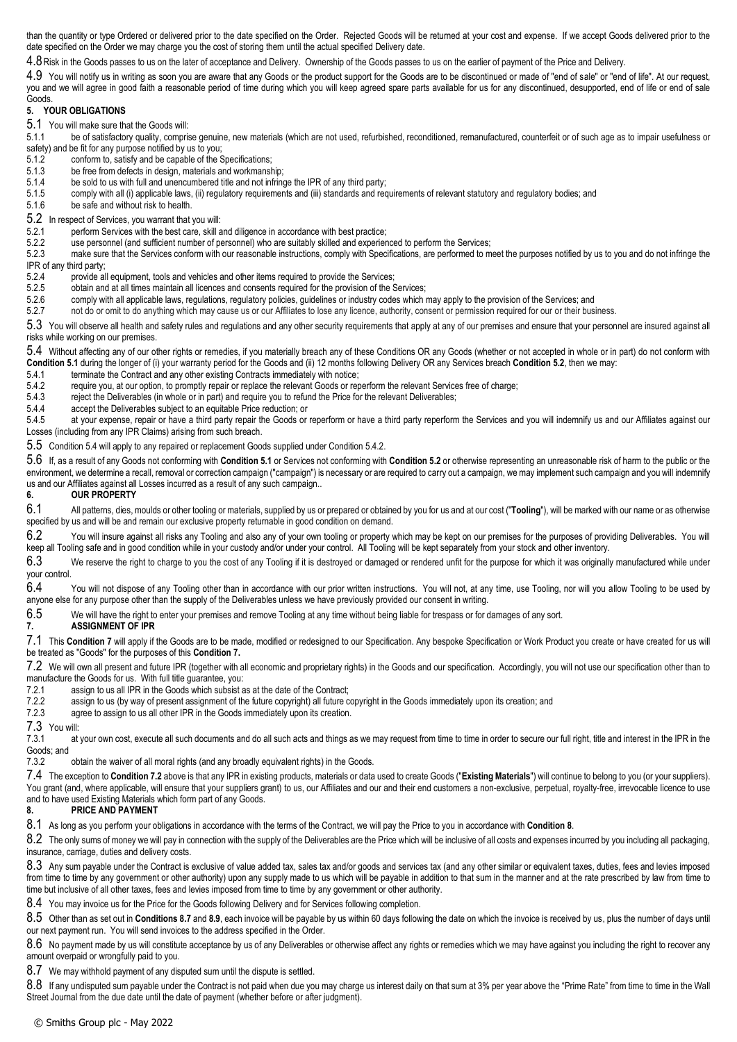than the quantity or type Ordered or delivered prior to the date specified on the Order. Rejected Goods will be returned at your cost and expense. If we accept Goods delivered prior to the date specified on the Order we may charge you the cost of storing them until the actual specified Delivery date.

4.8 Risk in the Goods passes to us on the later of acceptance and Delivery. Ownership of the Goods passes to us on the earlier of payment of the Price and Delivery.

4.9 You will notify us in writing as soon as you are aware that any Goods or the product support for the Goods are to be discontinued or made of "end of sale" or "end of life". At our request, you and we will agree in good faith a reasonable period of time during which you will keep agreed spare parts available for us for any discontinued, desupported, end of life or end of sale Goods.

## 5. YOUR OBLIGATIONS

5.1 You will make sure that the Goods will:

5.1.1 be of satisfactory quality, comprise genuine, new materials (which are not used, refurbished, reconditioned, remanufactured, counterfeit or of such age as to impair usefulness or safety) and be fit for any purpose notified by us to you;

5.1.2 conform to, satisfy and be capable of the Specifications;

5.1.3 be free from defects in design, materials and workmanship;

5.1.4 be sold to us with full and unencumbered title and not infringe the IPR of any third party;

5.1.5 comply with all (i) applicable laws, (ii) regulatory requirements and (iii) standards and requirements of relevant statutory and regulatory bodies; and

5.1.6 be safe and without risk to health.

5.2 In respect of Services, you warrant that you will:

5.2.1 perform Services with the best care, skill and diligence in accordance with best practice;

5.2.2 use personnel (and sufficient number of personnel) who are suitably skilled and experienced to perform the Services;

5.2.3 make sure that the Services conform with our reasonable instructions, comply with Specifications, are performed to meet the purposes notified by us to you and do not infringe the IPR of any third party;

5.2.4 provide all equipment, tools and vehicles and other items required to provide the Services;

5.2.5 obtain and at all times maintain all licences and consents required for the provision of the Services;

5.2.6 comply with all applicable laws, regulations, regulatory policies, guidelines or industry codes which may apply to the provision of the Services; and

5.2.7 not do or omit to do anything which may cause us or our Affiliates to lose any licence, authority, consent or permission required for our or their business.

5.3 You will observe all health and safety rules and regulations and any other security requirements that apply at any of our premises and ensure that your personnel are insured against all risks while working on our premises.

5.4 Without affecting any of our other rights or remedies, if you materially breach any of these Conditions OR any Goods (whether or not accepted in whole or in part) do not conform with **Condition 5.1** during the longer of (i) your warranty period for the Goods and (ii) 12 months following Delivery OR any Services breach **Condition 5.2**, then we may:

5.4.1 terminate the Contract and any other existing Contracts immediately with notice;

5.4.2 require you, at our option, to promptly repair or replace the relevant Goods or reperform the relevant Services free of charge;

5.4.3 reject the Deliverables (in whole or in part) and require you to refund the Price for the relevant Deliverables;

5.4.4 accept the Deliverables subject to an equitable Price reduction; or

5.4.5 at your expense, repair or have a third party repair the Goods or reperform or have a third party reperform the Services and you will indemnify us and our Affiliates against our Losses (including from any IPR Claims) arising from such breach.

5.5 Condition 5.4 will apply to any repaired or replacement Goods supplied under Condition 5.4.2.

5.6 If, as a result of any Goods not conforming with **Condition 5.1** or Services not conforming with **Condition 5.2** or otherwise representing an unreasonable risk of harm to the public or the environment, we determine a recall, removal or correction campaign ("campaign") is necessary or are required to carry out a campaign, we may implement such campaign and you will indemnify us and our Affiliates against all Losses incurred as a result of any such campaign..

## 6. OUR PROPERTY

6.1 All patterns, dies, moulds or other tooling or materials, supplied by us or prepared or obtained by you for us and at our cost ("**Tooling**"), will be marked with our name or as otherwise specified by us and will be and remain our exclusive property returnable in good condition on demand.

6.2 You will insure against all risks any Tooling and also any of your own tooling or property which may be kept on our premises for the purposes of providing Deliverables. You will keep all Tooling safe and in good condition while in your custody and/or under your control. All Tooling will be kept separately from your stock and other inventory.

6.3 We reserve the right to charge to you the cost of any Tooling if it is destroyed or damaged or rendered unfit for the purpose for which it was originally manufactured while under your control.

6.4 You will not dispose of any Tooling other than in accordance with our prior written instructions. You will not, at any time, use Tooling, nor will you allow Tooling to be used by anyone else for any purpose other than the supply of the Deliverables unless we have previously provided our consent in writing.

6.5 We will have the right to enter your premises and remove Tooling at any time without being liable for trespass or for damages of any sort.

## 7. ASSIGNMENT OF IPR

7.1 This **Condition 7** will apply if the Goods are to be made, modified or redesigned to our Specification. Any bespoke Specification or Work Product you create or have created for us will be treated as "Goods" for the purposes of this **Condition 7.**

7.2 We will own all present and future IPR (together with all economic and proprietary rights) in the Goods and our specification. Accordingly, you will not use our specification other than to manufacture the Goods for us. With full title guarantee, you:

7.2.1 assign to us all IPR in the Goods which subsist as at the date of the Contract;

7.2.2 assign to us (by way of present assignment of the future copyright) all future copyright in the Goods immediately upon its creation; and

7.2.3 agree to assign to us all other IPR in the Goods immediately upon its creation.

7.3 You will:

7.3.1 at your own cost, execute all such documents and do all such acts and things as we may request from time to time in order to secure our full right, title and interest in the IPR in the Goods; and

7.3.2 obtain the waiver of all moral rights (and any broadly equivalent rights) in the Goods.

7.4 The exception to **Condition 7.2** above is that any IPR in existing products, materials or data used to create Goods ("**Existing Materials**") will continue to belong to you (or your suppliers). You grant (and, where applicable, will ensure that your suppliers grant) to us, our Affiliates and our and their end customers a non-exclusive, perpetual, royalty-free, irrevocable licence to use and to have used Existing Materials which form part of any Goods.

## 8. PRICE AND PAYMENT

8.1 As long as you perform your obligations in accordance with the terms of the Contract, we will pay the Price to you in accordance with **Condition 8**.

8.2 The only sums of money we will pay in connection with the supply of the Deliverables are the Price which will be inclusive of all costs and expenses incurred by you including all packaging, insurance, carriage, duties and delivery costs.

8.3 Any sum payable under the Contract is exclusive of value added tax, sales tax and/or goods and services tax (and any other similar or equivalent taxes, duties, fees and levies imposed from time to time by any government or other authority) upon any supply made to us which will be payable in addition to that sum in the manner and at the rate prescribed by law from time to time but inclusive of all other taxes, fees and levies imposed from time to time by any government or other authority.

8.4 You may invoice us for the Price for the Goods following Delivery and for Services following completion.

8.5 Other than as set out in **Conditions 8.7** and **8.9**, each invoice will be payable by us within 60 days following the date on which the invoice is received by us, plus the number of days until our next payment run. You will send invoices to the address specified in the Order.

8.6 No payment made by us will constitute acceptance by us of any Deliverables or otherwise affect any rights or remedies which we may have against you including the right to recover any amount overpaid or wrongfully paid to you.

8.7 We may withhold payment of any disputed sum until the dispute is settled.

8.8 If any undisputed sum payable under the Contract is not paid when due you may charge us interest daily on that sum at 3% per year above the "Prime Rate" from time to time in the Wall Street Journal from the due date until the date of payment (whether before or after judgment).

© Smiths Group plc - May 2022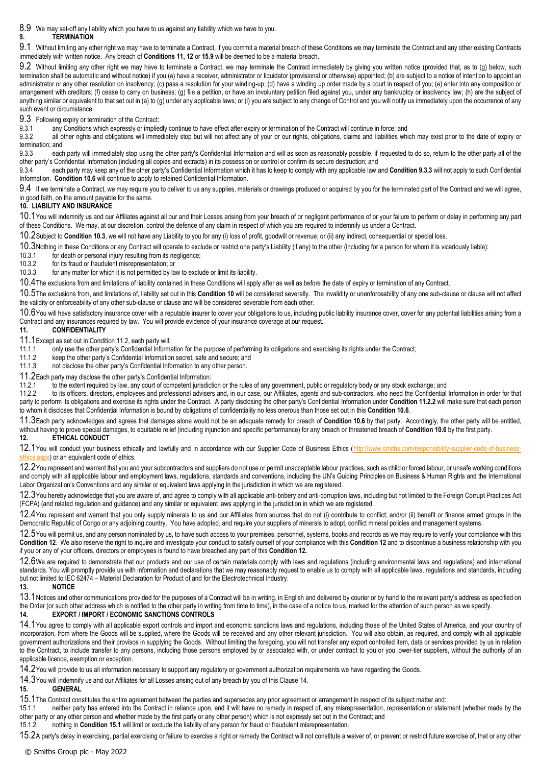8.9 We may set-off any liability which you have to us against any liability which we have to you.

## 9. TERMINATION

9.1 Without limiting any other right we may have to terminate a Contract, if you commit a material breach of these Conditions we may terminate the Contract and any other existing Contracts immediately with written notice. Any breach of **Conditions 11, 12** or **15.9** will be deemed to be a material breach.

9.2 Without limiting any other right we may have to terminate a Contract, we may terminate the Contract immediately by giving you written notice (provided that, as to (g) below, such termination shall be automatic and without notice) if you (a) have a receiver, administrator or liquidator (provisional or otherwise) appointed; (b) are subject to a notice of intention to appoint an administrator or any other resolution on insolvency; (c) pass a resolution for your winding-up; (d) have a winding up order made by a court in respect of you; (e) enter into any composition or arrangement with creditors; (f) cease to carry on business; (g) file a petition, or have an involuntary petition filed against you, under any bankruptcy or insolvency law; (h) are the subject of anything similar or equivalent to that set out in (a) to (g) under any applicable laws; or (i) you are subject to any change of Control and you will notify us immediately upon the occurrence of any such event or circumstance.

9.3 Following expiry or termination of the Contract:

9.3.1 any Conditions which expressly or impliedly continue to have effect after expiry or termination of the Contract will continue in force; and

9.3.2 all other rights and obligations will immediately stop but will not affect any of your or our rights, obligations, claims and liabilities which may exist prior to the date of expiry or termination; and

9.3.3 each party will immediately stop using the other party's Confidential Information and will as soon as reasonably possible, if requested to do so, return to the other party all of the other party's Confidential Information (including all copies and extracts) in its possession or control or confirm its secure destruction; and

9.3.4 each party may keep any of the other party's Confidential Information which it has to keep to comply with any applicable law and **Condition 9.3.3** will not apply to such Confidential Information. **Condition 10.6** will continue to apply to retained Confidential Information.

9.4 If we terminate a Contract, we may require you to deliver to us any supplies, materials or drawings produced or acquired by you for the terminated part of the Contract and we will agree, in good faith, on the amount payable for the same.

## 10. LIABILITY AND INSURANCE

10.1 You will indemnify us and our Affiliates against all our and their Losses arising from your breach of or negligent performance of or your failure to perform or delay in performing any part of these Conditions. We may, at our discretion, control the defence of any claim in respect of which you are required to indemnify us under a Contract.

10.2 Subject to **Condition 10.3**, we will not have any Liability to you for any (i) loss of profit, goodwill or revenue; or (ii) any indirect, consequential or special loss.

10.3 Nothing in these Conditions or any Contract will operate to exclude or restrict one party's Liability (if any) to the other (including for a person for whom it is vicariously liable):

10.3.1 for death or personal injury resulting from its negligence;

10.3.2 for its fraud or fraudulent misrepresentation; or

10.3.3 for any matter for which it is not permitted by law to exclude or limit its liability.

10.4 The exclusions from and limitations of liability contained in these Conditions will apply after as well as before the date of expiry or termination of any Contract.

10.5 The exclusions from, and limitations of, liability set out in this **Condition 10** will be considered severally. The invalidity or unenforceability of any one sub-clause or clause will not affect the validity or enforceability of any other sub-clause or clause and will be considered severable from each other.

10.6 You will have satisfactory insurance cover with a reputable insurer to cover your obligations to us, including public liability insurance cover, cover for any potential liabilities arising from a Contract and any insurances required by law. You will provide evidence of your insurance coverage at our request.

## 11. CONFIDENTIALITY

11.1 Except as set out in Condition 11.2, each party will:

11.1.1 only use the other party's Confidential Information for the purpose of performing its obligations and exercising its rights under the Contract;

11.1.2 keep the other party's Confidential Information secret, safe and secure; and

11.1.3 not disclose the other party's Confidential Information to any other person.

11.2 Each party may disclose the other party's Confidential Information:

11.2.1 to the extent required by law, any court of competent jurisdiction or the rules of any government, public or regulatory body or any stock exchange; and

11.2.2 to its officers, directors, employees and professional advisers and, in our case, our Affiliates, agents and sub-contractors, who need the Confidential Information in order for that party to perform its obligations and exercise its rights under the Contract. A party disclosing the other party's Confidential Information under **Condition 11.2.2** will make sure that each person to whom it discloses that Confidential Information is bound by obligations of confidentiality no less onerous than those set out in this **Condition 10.6**.

11.3 Each party acknowledges and agrees that damages alone would not be an adequate remedy for breach of **Condition 10.6** by that party. Accordingly, the other party will be entitled, without having to prove special damages, to equitable relief (including injunction and specific performance) for any breach or threatened breach of **Condition 10.6** by the first party.

## 12. ETHICAL CONDUCT

12.1 You will conduct your business ethically and lawfully and in accordance with our Supplier Code of Business Ethics (http://www.smiths.com/responsibility-supplier-code-of-business-ethics.aspx) or an equivalent code of ethics.

12.2 You represent and warrant that you and your subcontractors and suppliers do not use or permit unacceptable labour practices, such as child or forced labour, or unsafe working conditions and comply with all applicable labour and employment laws, regulations, standards and conventions, including the UN's Guiding Principles on Business & Human Rights and the International Labor Organization's Conventions and any similar or equivalent laws applying in the jurisdiction in which we are registered.

12.3 You hereby acknowledge that you are aware of, and agree to comply with all applicable anti-bribery and anti-corruption laws, including but not limited to the Foreign Corrupt Practices Act (FCPA) (and related regulation and guidance) and any similar or equivalent laws applying in the jurisdiction in which we are registered.

12.4 You represent and warrant that you only supply minerals to us and our Affiliates from sources that do not (i) contribute to conflict; and/or (ii) benefit or finance armed groups in the Democratic Republic of Congo or any adjoining country. You have adopted, and require your suppliers of minerals to adopt, conflict mineral policies and management systems.

12.5 You will permit us, and any person nominated by us, to have such access to your premises, personnel, systems, books and records as we may require to verify your compliance with this **Condition 12**. We also reserve the right to inquire and investigate your conduct to satisfy ourself of your compliance with this **Condition 12** and to discontinue a business relationship with you if you or any of your officers, directors or employees is found to have breached any part of this **Condition 12.**

12.6 We are required to demonstrate that our products and our use of certain materials comply with laws and regulations (including environmental laws and regulations) and international standards. You will promptly provide us with information and declarations that we may reasonably request to enable us to comply with all applicable laws, regulations and standards, including but not limited to IEC 62474 – Material Declaration for Product of and for the Electrotechnical Industry.

## 13. NOTICE

13.1 Notices and other communications provided for the purposes of a Contract will be in writing, in English and delivered by courier or by hand to the relevant party's address as specified on the Order (or such other address which is notified to the other party in writing from time to time), in the case of a notice to us, marked for the attention of such person as we specify.

## 14. EXPORT / IMPORT / ECONOMIC SANCTIONS CONTROLS

14.1 You agree to comply with all applicable export controls and import and economic sanctions laws and regulations, including those of the United States of America, and your country of incorporation, from where the Goods will be supplied, where the Goods will be received and any other relevant jurisdiction. You will also obtain, as required, and comply with all applicable government authorizations and their provisos in supplying the Goods. Without limiting the foregoing, you will not transfer any export controlled item, data or services provided by us in relation to the Contract, to include transfer to any persons, including those persons employed by or associated with, or under contract to you or you lower-tier suppliers, without the authority of an applicable licence, exemption or exception.

14.2 You will provide to us all information necessary to support any regulatory or government authorization requirements we have regarding the Goods.

14.3 You will indemnify us and our Affiliates for all Losses arising out of any breach by you of this Clause 14.

## 15. GENERAL

15.1 The Contract constitutes the entire agreement between the parties and supersedes any prior agreement or arrangement in respect of its subject matter and:

15.1.1 neither party has entered into the Contract in reliance upon, and it will have no remedy in respect of, any misrepresentation, representation or statement (whether made by the other party or any other person and whether made by the first party or any other person) which is not expressly set out in the Contract; and

15.1.2 nothing in **Condition 15.1** will limit or exclude the liability of any person for fraud or fraudulent misrepresentation.

15.2 A party's delay in exercising, partial exercising or failure to exercise a right or remedy the Contract will not constitute a waiver of, or prevent or restrict future exercise of, that or any other

© Smiths Group plc - May 2022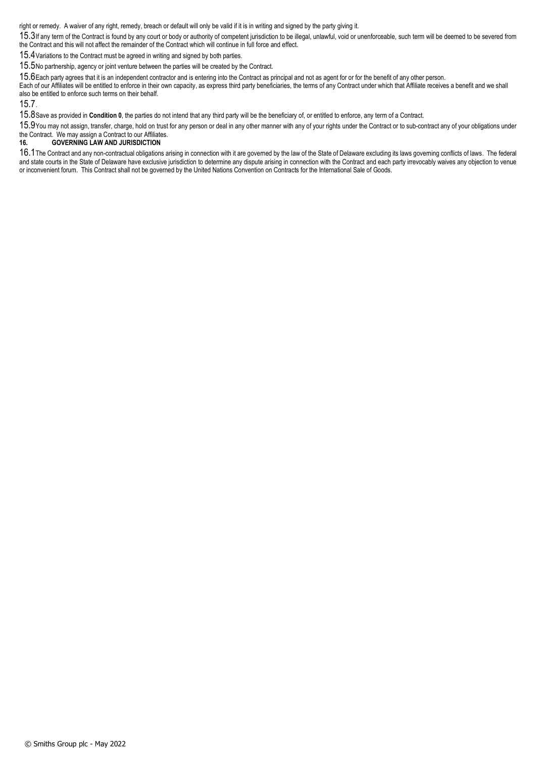right or remedy. A waiver of any right, remedy, breach or default will only be valid if it is in writing and signed by the party giving it.

15.3 If any term of the Contract is found by any court or body or authority of competent jurisdiction to be illegal, unlawful, void or unenforceable, such term will be deemed to be severed from the Contract and this will not affect the remainder of the Contract which will continue in full force and effect.

15.4 Variations to the Contract must be agreed in writing and signed by both parties.

15.5 No partnership, agency or joint venture between the parties will be created by the Contract.

15.6 Each party agrees that it is an independent contractor and is entering into the Contract as principal and not as agent for or for the benefit of any other person.
Each of our Affiliates will be entitled to enforce in their own capacity, as express third party beneficiaries, the terms of any Contract under which that Affiliate receives a benefit and we shall also be entitled to enforce such terms on their behalf.

15.7.

15.8 Save as provided in **Condition 0**, the parties do not intend that any third party will be the beneficiary of, or entitled to enforce, any term of a Contract.

15.9 You may not assign, transfer, charge, hold on trust for any person or deal in any other manner with any of your rights under the Contract or to sub-contract any of your obligations under the Contract. We may assign a Contract to our Affiliates.

**16. GOVERNING LAW AND JURISDICTION**

16.1 The Contract and any non-contractual obligations arising in connection with it are governed by the law of the State of Delaware excluding its laws governing conflicts of laws. The federal and state courts in the State of Delaware have exclusive jurisdiction to determine any dispute arising in connection with the Contract and each party irrevocably waives any objection to venue or inconvenient forum. This Contract shall not be governed by the United Nations Convention on Contracts for the International Sale of Goods.

© Smiths Group plc - May 2022